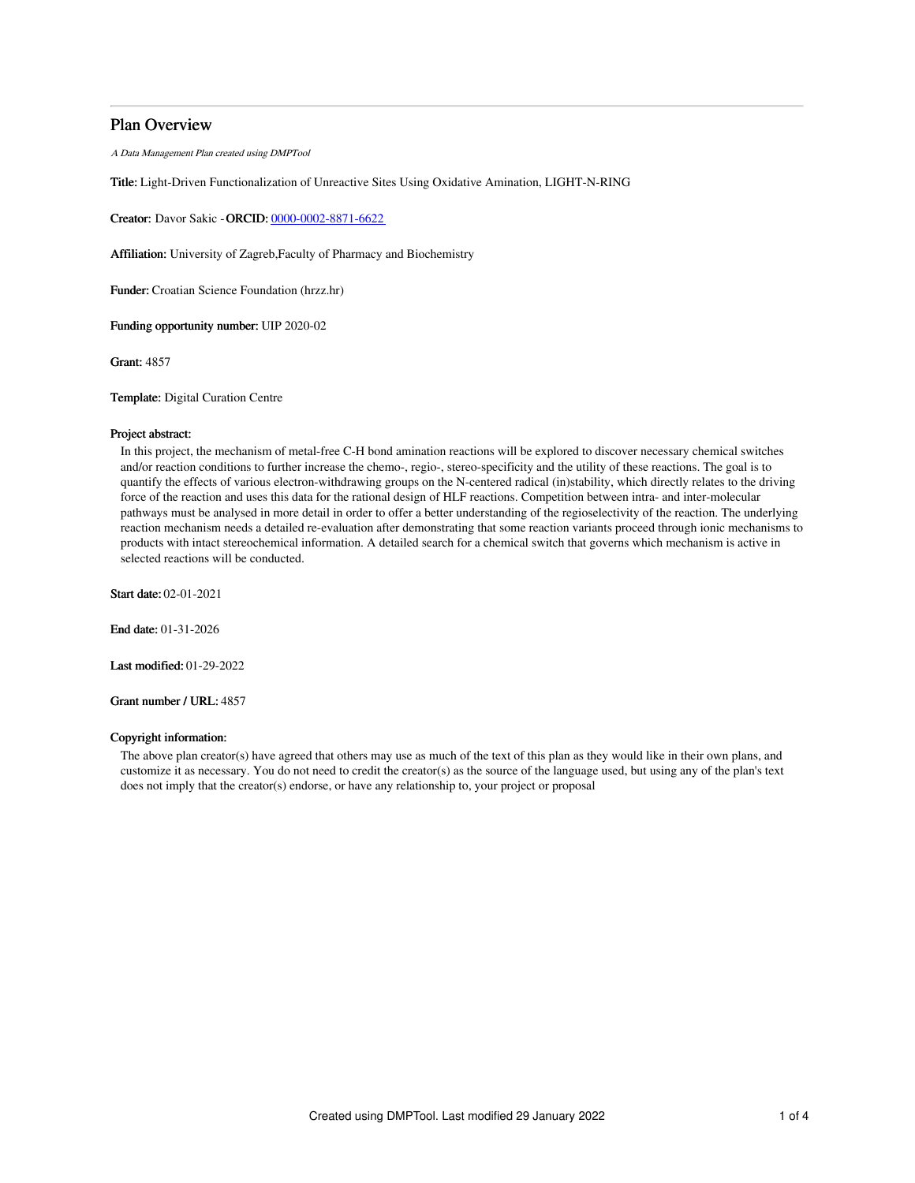# Plan Overview

*A Data Management Plan created using DMPTool*

**Title:** Light-Driven Functionalization of Unreactive Sites Using Oxidative Amination, LIGHT-N-RING

**Creator:** Davor Sakic -**ORCID:** 0000-0002-8871-6622

**Affiliation:** University of Zagreb,Faculty of Pharmacy and Biochemistry

**Funder:** Croatian Science Foundation (hrzz.hr)

**Funding opportunity number:** UIP 2020-02

**Grant:** 4857

**Template:** Digital Curation Centre

**Project abstract:**

In this project, the mechanism of metal-free C-H bond amination reactions will be explored to discover necessary chemical switches and/or reaction conditions to further increase the chemo-, regio-, stereo-specificity and the utility of these reactions. The goal is to quantify the effects of various electron-withdrawing groups on the N-centered radical (in)stability, which directly relates to the driving force of the reaction and uses this data for the rational design of HLF reactions. Competition between intra- and inter-molecular pathways must be analysed in more detail in order to offer a better understanding of the regioselectivity of the reaction. The underlying reaction mechanism needs a detailed re-evaluation after demonstrating that some reaction variants proceed through ionic mechanisms to products with intact stereochemical information. A detailed search for a chemical switch that governs which mechanism is active in selected reactions will be conducted.

**Start date:** 02-01-2021

**End date:** 01-31-2026

**Last modified:** 01-29-2022

**Grant number / URL:** 4857

**Copyright information:**

The above plan creator(s) have agreed that others may use as much of the text of this plan as they would like in their own plans, and customize it as necessary. You do not need to credit the creator(s) as the source of the language used, but using any of the plan's text does not imply that the creator(s) endorse, or have any relationship to, your project or proposal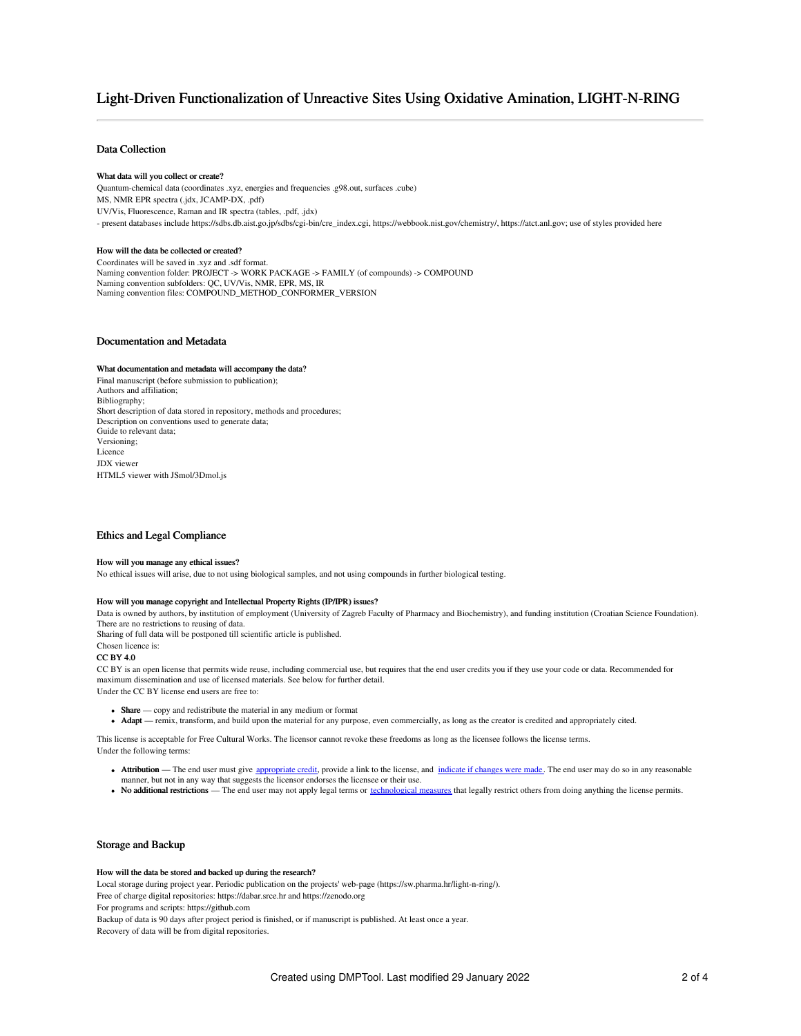# Light-Driven Functionalization of Unreactive Sites Using Oxidative Amination, LIGHT-N-RING

## Data Collection

### What data will you collect or create?

Quantum-chemical data (coordinates .xyz, energies and frequencies .g98.out, surfaces .cube)
MS, NMR EPR spectra (.jdx, JCAMP-DX, .pdf)
UV/Vis, Fluorescence, Raman and IR spectra (tables, .pdf, .jdx)
- present databases include https://sdbs.db.aist.go.jp/sdbs/cgi-bin/cre_index.cgi, https://webbook.nist.gov/chemistry/, https://atct.anl.gov; use of styles provided here

### How will the data be collected or created?

Coordinates will be saved in .xyz and .sdf format.
Naming convention folder: PROJECT -> WORK PACKAGE -> FAMILY (of compounds) -> COMPOUND
Naming convention subfolders: QC, UV/Vis, NMR, EPR, MS, IR
Naming convention files: COMPOUND_METHOD_CONFORMER_VERSION

## Documentation and Metadata

### What documentation and metadata will accompany the data?

Final manuscript (before submission to publication);
Authors and affiliation;
Bibliography;
Short description of data stored in repository, methods and procedures;
Description on conventions used to generate data;
Guide to relevant data;
Versioning;
Licence
JDX viewer
HTML5 viewer with JSmol/3Dmol.js

## Ethics and Legal Compliance

### How will you manage any ethical issues?

No ethical issues will arise, due to not using biological samples, and not using compounds in further biological testing.

### How will you manage copyright and Intellectual Property Rights (IP/IPR) issues?

Data is owned by authors, by institution of employment (University of Zagreb Faculty of Pharmacy and Biochemistry), and funding institution (Croatian Science Foundation).
There are no restrictions to reusing of data.
Sharing of full data will be postponed till scientific article is published.
Chosen licence is:
**CC BY 4.0**
CC BY is an open license that permits wide reuse, including commercial use, but requires that the end user credits you if they use your code or data. Recommended for maximum dissemination and use of licensed materials. See below for further detail.
Under the CC BY license end users are free to:

- **Share** — copy and redistribute the material in any medium or format
- **Adapt** — remix, transform, and build upon the material for any purpose, even commercially, as long as the creator is credited and appropriately cited.

This license is acceptable for Free Cultural Works. The licensor cannot revoke these freedoms as long as the licensee follows the license terms.
Under the following terms:

- **Attribution** — The end user must give appropriate credit, provide a link to the license, and indicate if changes were made. The end user may do so in any reasonable manner, but not in any way that suggests the licensor endorses the licensee or their use.
- **No additional restrictions** — The end user may not apply legal terms or technological measures that legally restrict others from doing anything the license permits.

## Storage and Backup

### How will the data be stored and backed up during the research?

Local storage during project year. Periodic publication on the projects' web-page (https://sw.pharma.hr/light-n-ring/).
Free of charge digital repositories: https://dabar.srce.hr and https://zenodo.org
For programs and scripts: https://github.com
Backup of data is 90 days after project period is finished, or if manuscript is published. At least once a year.
Recovery of data will be from digital repositories.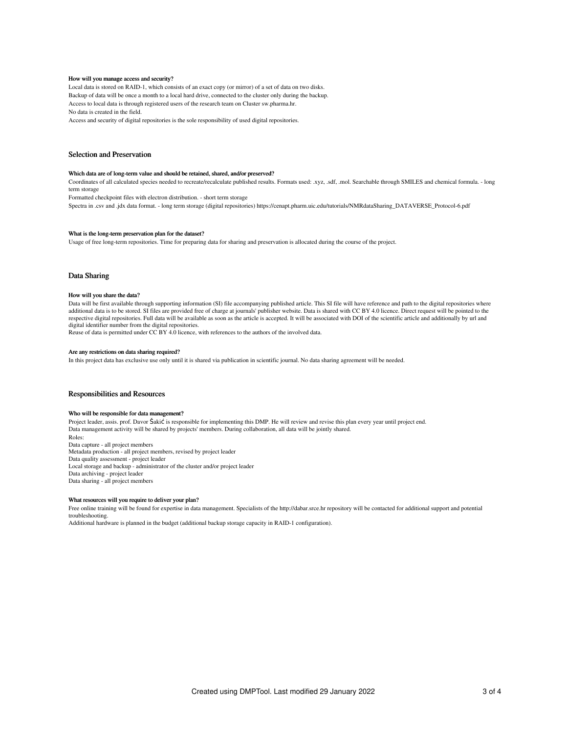### How will you manage access and security?

Local data is stored on RAID-1, which consists of an exact copy (or mirror) of a set of data on two disks.

Backup of data will be once a month to a local hard drive, connected to the cluster only during the backup.

Access to local data is through registered users of the research team on Cluster sw.pharma.hr.

No data is created in the field.

Access and security of digital repositories is the sole responsibility of used digital repositories.

## Selection and Preservation

### Which data are of long-term value and should be retained, shared, and/or preserved?

Coordinates of all calculated species needed to recreate/recalculate published results. Formats used: .xyz, .sdf, .mol. Searchable through SMILES and chemical formula. - long term storage

Formatted checkpoint files with electron distribution. - short term storage

Spectra in .csv and .jdx data format. - long term storage (digital repositories) https://cenapt.pharm.uic.edu/tutorials/NMRdataSharing_DATAVERSE_Protocol-6.pdf

### What is the long-term preservation plan for the dataset?

Usage of free long-term repositories. Time for preparing data for sharing and preservation is allocated during the course of the project.

## Data Sharing

### How will you share the data?

Data will be first available through supporting information (SI) file accompanying published article. This SI file will have reference and path to the digital repositories where additional data is to be stored. SI files are provided free of charge at journals' publisher website. Data is shared with CC BY 4.0 licence. Direct request will be pointed to the respective digital repositories. Full data will be available as soon as the article is accepted. It will be associated with DOI of the scientific article and additionally by url and digital identifier number from the digital repositories.

Reuse of data is permitted under CC BY 4.0 licence, with references to the authors of the involved data.

### Are any restrictions on data sharing required?

In this project data has exclusive use only until it is shared via publication in scientific journal. No data sharing agreement will be needed.

## Responsibilities and Resources

### Who will be responsible for data management?

Project leader, assis. prof. Davor Šakić is responsible for implementing this DMP. He will review and revise this plan every year until project end.

Data management activity will be shared by projects' members. During collaboration, all data will be jointly shared.

Roles:

Data capture - all project members

Metadata production - all project members, revised by project leader

Data quality assessment - project leader

Local storage and backup - administrator of the cluster and/or project leader

Data archiving - project leader

Data sharing - all project members

### What resources will you require to deliver your plan?

Free online training will be found for expertise in data management. Specialists of the http://dabar.srce.hr repository will be contacted for additional support and potential troubleshooting.

Additional hardware is planned in the budget (additional backup storage capacity in RAID-1 configuration).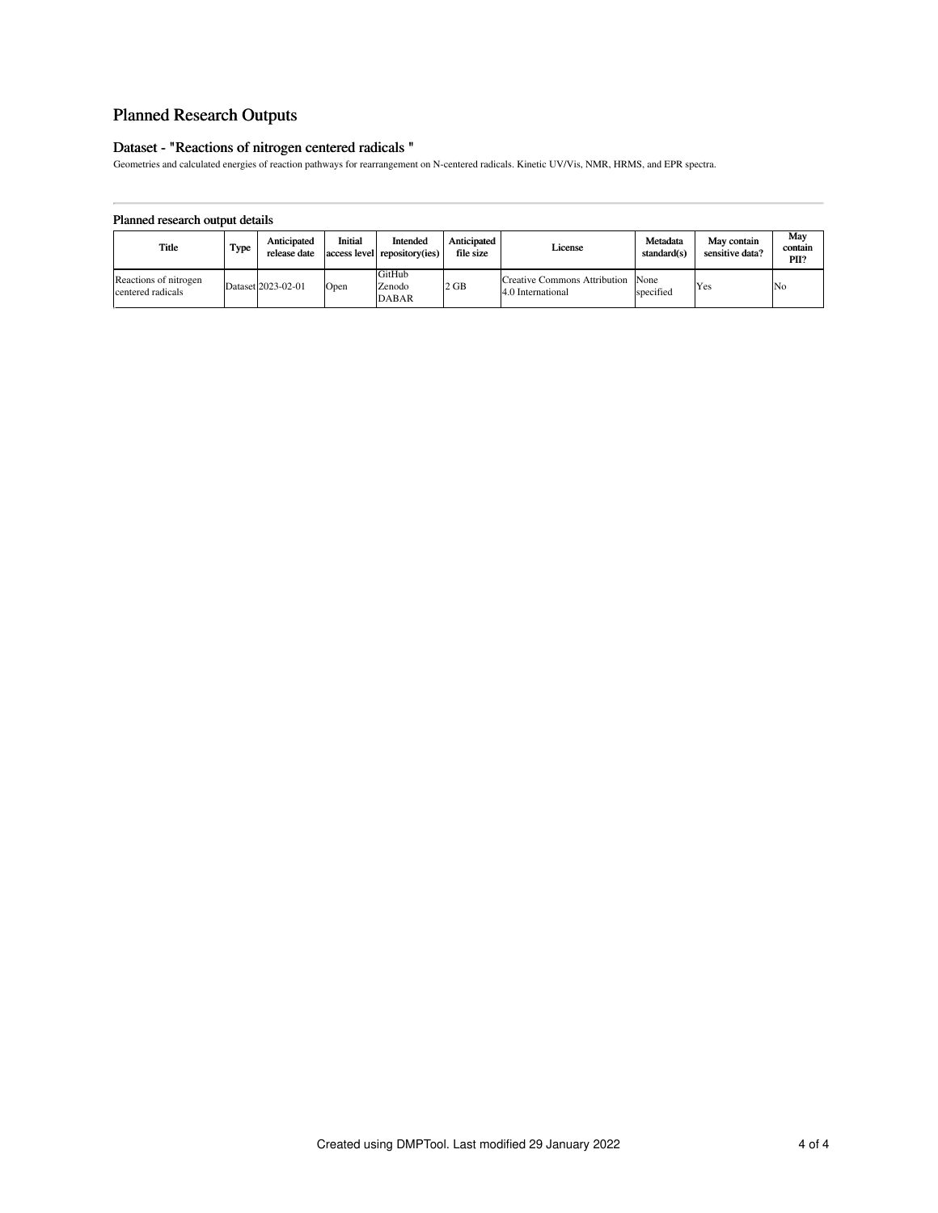## Planned Research Outputs

### Dataset - "Reactions of nitrogen centered radicals "

Geometries and calculated energies of reaction pathways for rearrangement on N-centered radicals. Kinetic UV/Vis, NMR, HRMS, and EPR spectra.

#### Planned research output details

| Title | Type | Anticipated release date | Initial access level | Intended repository(ies) | Anticipated file size | License | Metadata standard(s) | May contain sensitive data? | May contain PII? |
|---|---|---|---|---|---|---|---|---|---|
| Reactions of nitrogen centered radicals | Dataset | 2023-02-01 | Open | GitHub Zenodo DABAR | 2 GB | Creative Commons Attribution 4.0 International | None specified | Yes | No |

Created using DMPTool. Last modified 29 January 2022